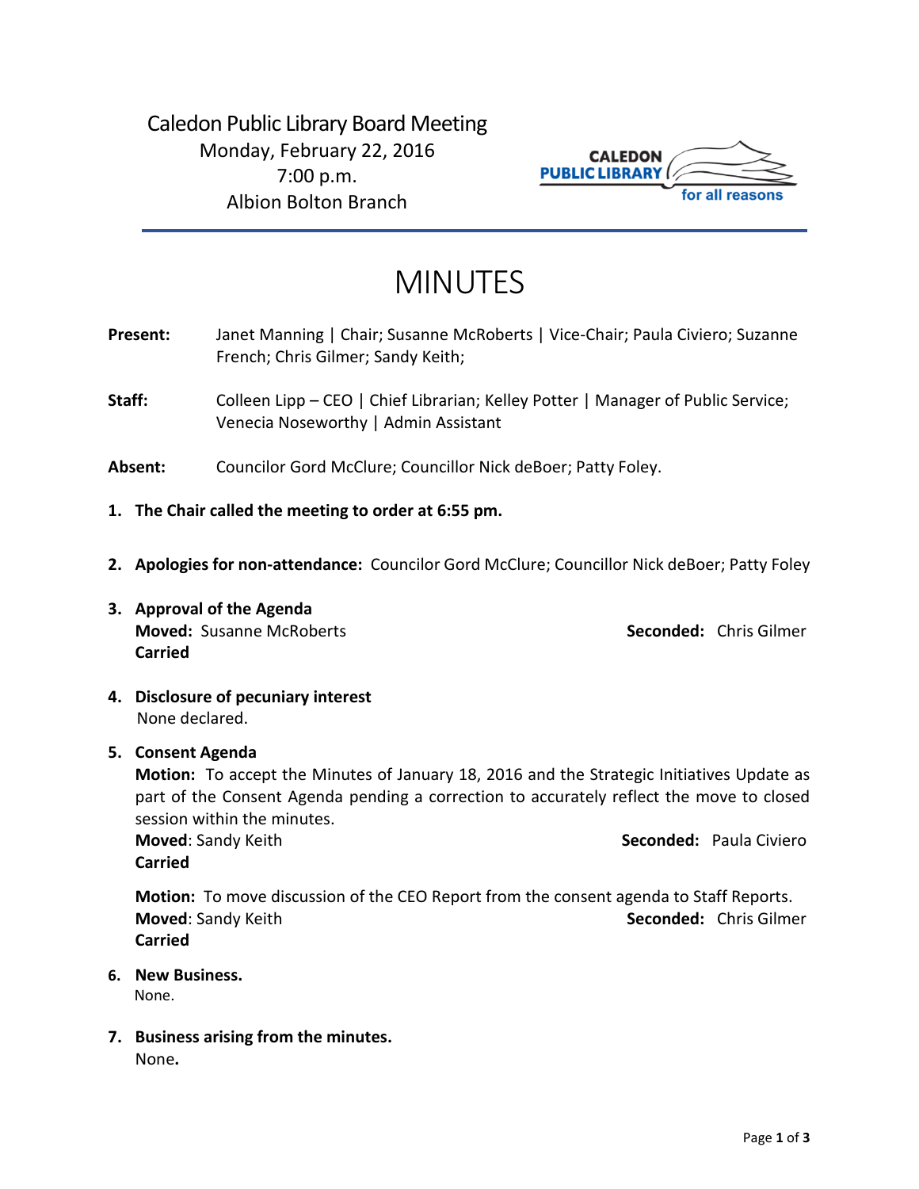Caledon Public Library Board Meeting
Monday, February 22, 2016
7:00 p.m.
Albion Bolton Branch

CALEDON PUBLIC LIBRARY for all reasons

# MINUTES

**Present:** Janet Manning | Chair; Susanne McRoberts | Vice-Chair; Paula Civiero; Suzanne French; Chris Gilmer; Sandy Keith;

**Staff:** Colleen Lipp – CEO | Chief Librarian; Kelley Potter | Manager of Public Service; Venecia Noseworthy | Admin Assistant

**Absent:** Councilor Gord McClure; Councillor Nick deBoer; Patty Foley.

1. **The Chair called the meeting to order at 6:55 pm.**

2. **Apologies for non-attendance:** Councilor Gord McClure; Councillor Nick deBoer; Patty Foley

3. **Approval of the Agenda**
   **Moved:** Susanne McRoberts **Seconded:** Chris Gilmer
   **Carried**

4. **Disclosure of pecuniary interest**
   None declared.

5. **Consent Agenda**
   **Motion:** To accept the Minutes of January 18, 2016 and the Strategic Initiatives Update as part of the Consent Agenda pending a correction to accurately reflect the move to closed session within the minutes.
   **Moved**: Sandy Keith **Seconded:** Paula Civiero
   **Carried**

   **Motion:** To move discussion of the CEO Report from the consent agenda to Staff Reports.
   **Moved**: Sandy Keith **Seconded:** Chris Gilmer
   **Carried**

6. **New Business.**
   None.

7. **Business arising from the minutes.**
   None.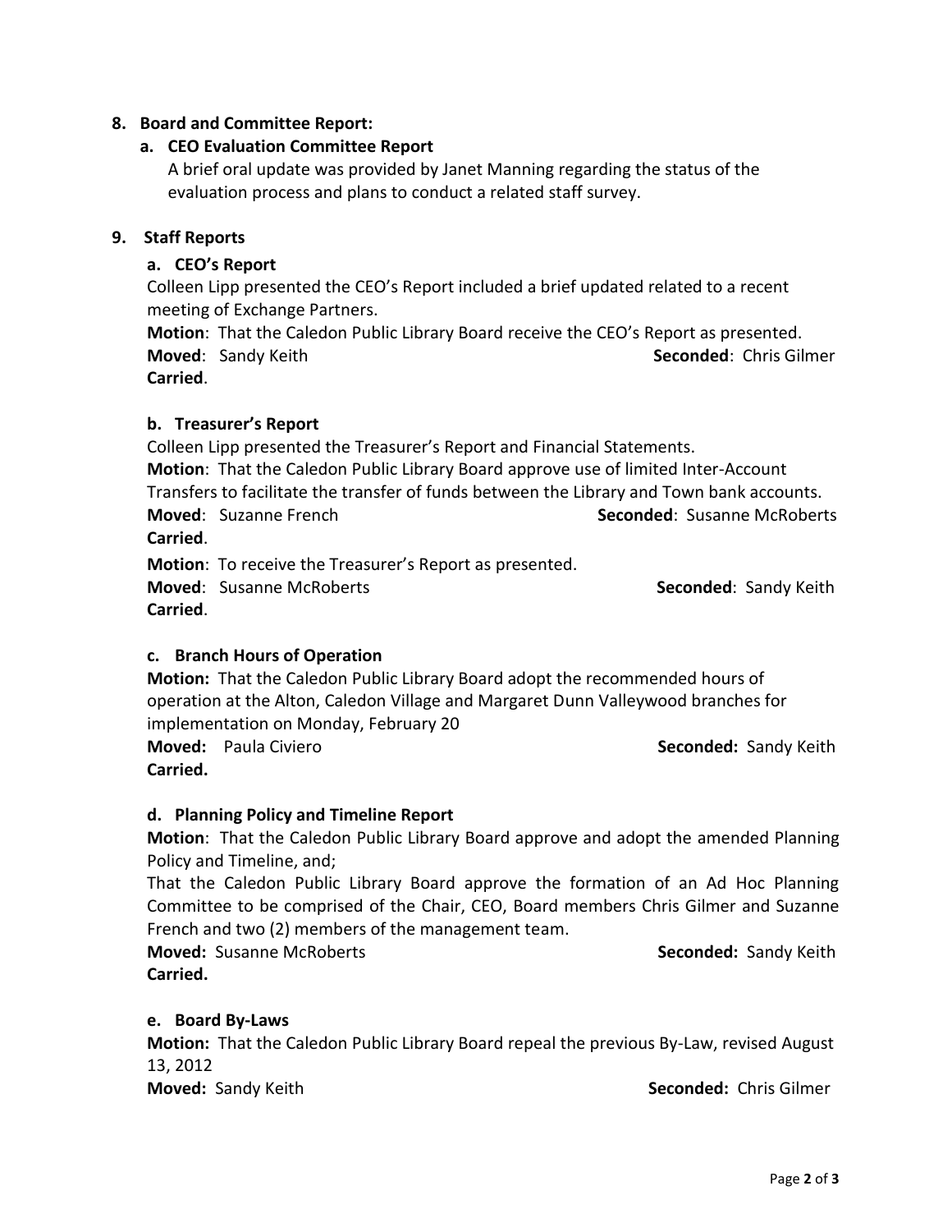**8. Board and Committee Report:**

**a. CEO Evaluation Committee Report**

A brief oral update was provided by Janet Manning regarding the status of the evaluation process and plans to conduct a related staff survey.

**9. Staff Reports**

**a. CEO's Report**

Colleen Lipp presented the CEO's Report included a brief updated related to a recent meeting of Exchange Partners.

**Motion**: That the Caledon Public Library Board receive the CEO's Report as presented.

**Moved**: Sandy Keith **Seconded**: Chris Gilmer

**Carried**.

**b. Treasurer's Report**

Colleen Lipp presented the Treasurer's Report and Financial Statements.

**Motion**: That the Caledon Public Library Board approve use of limited Inter-Account Transfers to facilitate the transfer of funds between the Library and Town bank accounts.

**Moved**: Suzanne French **Seconded**: Susanne McRoberts

**Carried**.

**Motion**: To receive the Treasurer's Report as presented.

**Moved**: Susanne McRoberts **Seconded**: Sandy Keith

**Carried**.

**c. Branch Hours of Operation**

**Motion:** That the Caledon Public Library Board adopt the recommended hours of operation at the Alton, Caledon Village and Margaret Dunn Valleywood branches for implementation on Monday, February 20

**Moved:** Paula Civiero **Seconded:** Sandy Keith

**Carried.**

**d. Planning Policy and Timeline Report**

**Motion**: That the Caledon Public Library Board approve and adopt the amended Planning Policy and Timeline, and;

That the Caledon Public Library Board approve the formation of an Ad Hoc Planning Committee to be comprised of the Chair, CEO, Board members Chris Gilmer and Suzanne French and two (2) members of the management team.

**Moved:** Susanne McRoberts **Seconded:** Sandy Keith

**Carried.**

**e. Board By-Laws**

**Motion:** That the Caledon Public Library Board repeal the previous By-Law, revised August 13, 2012

**Moved:** Sandy Keith **Seconded:** Chris Gilmer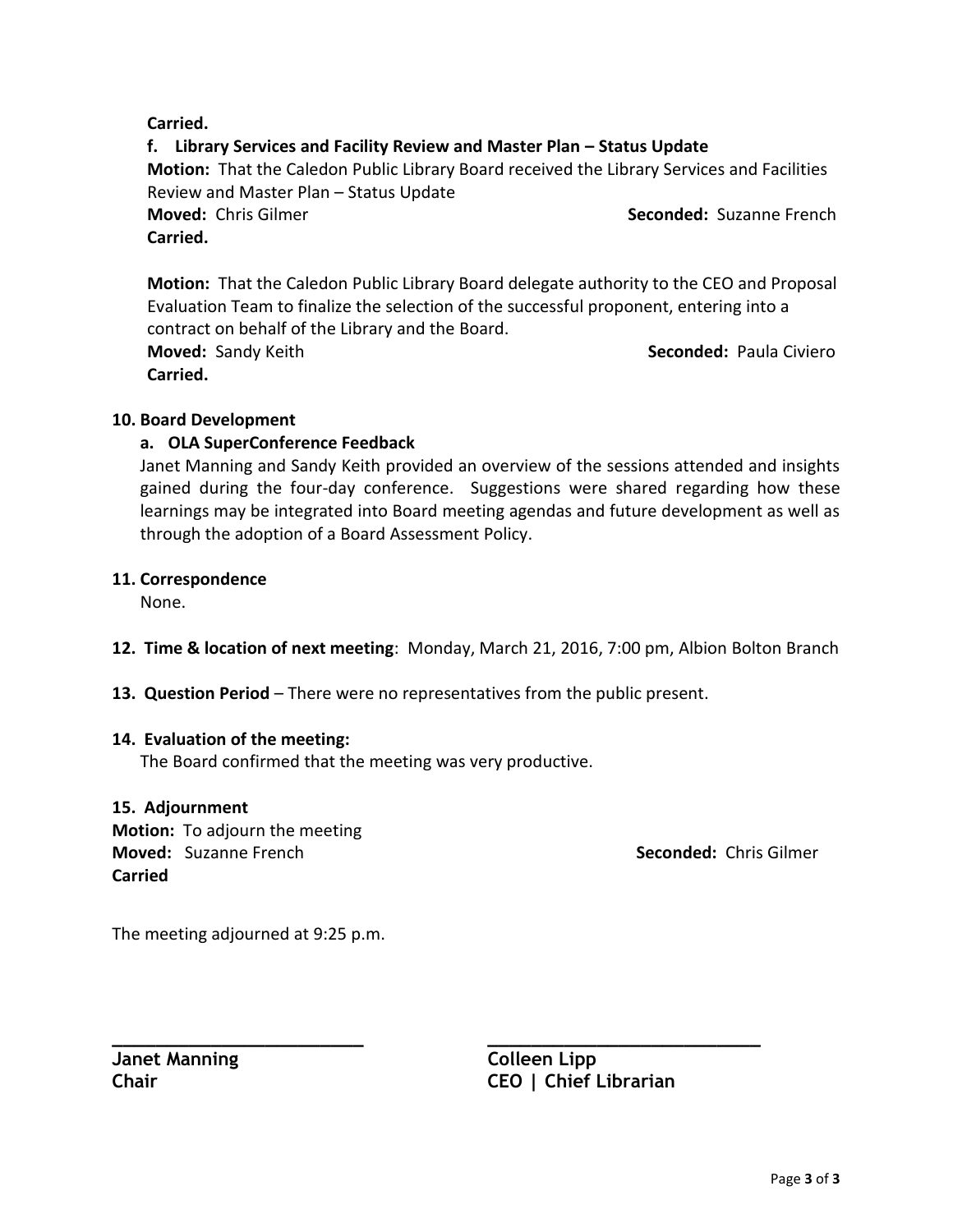**Carried.**

**f. Library Services and Facility Review and Master Plan – Status Update**

**Motion:** That the Caledon Public Library Board received the Library Services and Facilities Review and Master Plan – Status Update

**Moved:** Chris Gilmer **Seconded:** Suzanne French

**Carried.**

**Motion:** That the Caledon Public Library Board delegate authority to the CEO and Proposal Evaluation Team to finalize the selection of the successful proponent, entering into a contract on behalf of the Library and the Board.

**Moved:** Sandy Keith **Seconded:** Paula Civiero

**Carried.**

**10. Board Development**

**a. OLA SuperConference Feedback**

Janet Manning and Sandy Keith provided an overview of the sessions attended and insights gained during the four-day conference. Suggestions were shared regarding how these learnings may be integrated into Board meeting agendas and future development as well as through the adoption of a Board Assessment Policy.

**11. Correspondence**

None.

**12. Time & location of next meeting**: Monday, March 21, 2016, 7:00 pm, Albion Bolton Branch

**13. Question Period** – There were no representatives from the public present.

**14. Evaluation of the meeting:**

The Board confirmed that the meeting was very productive.

**15. Adjournment**

**Motion:** To adjourn the meeting

**Moved:** Suzanne French **Seconded:** Chris Gilmer

**Carried**

The meeting adjourned at 9:25 p.m.

| | |
|---|---|
| **Janet Manning** | **Colleen Lipp** |
| **Chair** | **CEO \| Chief Librarian** |